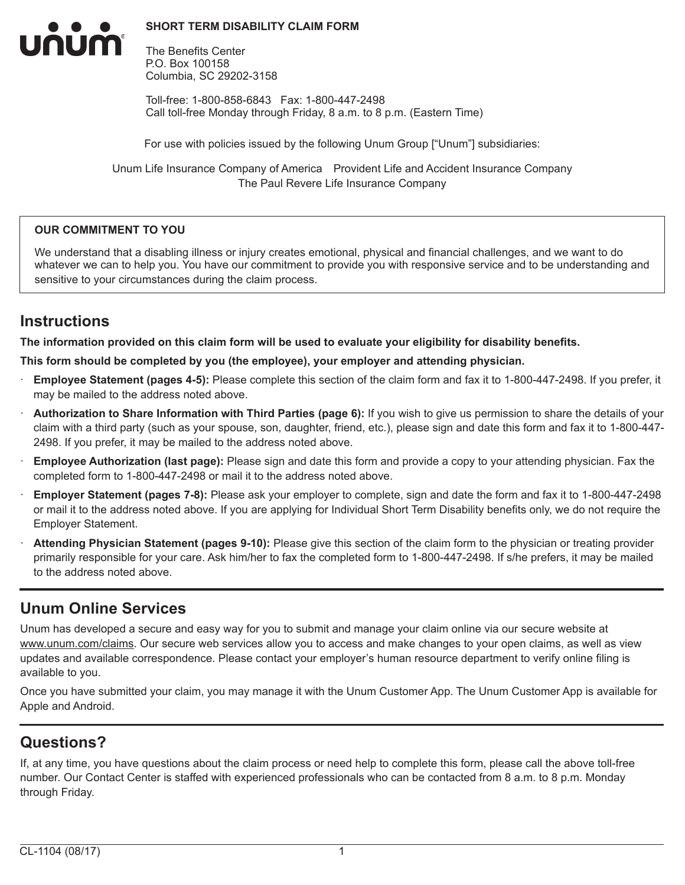**SHORT TERM DISABILITY CLAIM FORM**

The Benefits Center
P.O. Box 100158
Columbia, SC 29202-3158

Toll-free: 1-800-858-6843   Fax: 1-800-447-2498
Call toll-free Monday through Friday, 8 a.m. to 8 p.m. (Eastern Time)

For use with policies issued by the following Unum Group ["Unum"] subsidiaries:

Unum Life Insurance Company of America   Provident Life and Accident Insurance Company
The Paul Revere Life Insurance Company

**OUR COMMITMENT TO YOU**

We understand that a disabling illness or injury creates emotional, physical and financial challenges, and we want to do whatever we can to help you. You have our commitment to provide you with responsive service and to be understanding and sensitive to your circumstances during the claim process.

## Instructions

**The information provided on this claim form will be used to evaluate your eligibility for disability benefits.**

**This form should be completed by you (the employee), your employer and attending physician.**

- **Employee Statement (pages 4-5):** Please complete this section of the claim form and fax it to 1-800-447-2498. If you prefer, it may be mailed to the address noted above.
- **Authorization to Share Information with Third Parties (page 6):** If you wish to give us permission to share the details of your claim with a third party (such as your spouse, son, daughter, friend, etc.), please sign and date this form and fax it to 1-800-447-2498. If you prefer, it may be mailed to the address noted above.
- **Employee Authorization (last page):** Please sign and date this form and provide a copy to your attending physician. Fax the completed form to 1-800-447-2498 or mail it to the address noted above.
- **Employer Statement (pages 7-8):** Please ask your employer to complete, sign and date the form and fax it to 1-800-447-2498 or mail it to the address noted above. If you are applying for Individual Short Term Disability benefits only, we do not require the Employer Statement.
- **Attending Physician Statement (pages 9-10):** Please give this section of the claim form to the physician or treating provider primarily responsible for your care. Ask him/her to fax the completed form to 1-800-447-2498. If s/he prefers, it may be mailed to the address noted above.

## Unum Online Services

Unum has developed a secure and easy way for you to submit and manage your claim online via our secure website at www.unum.com/claims. Our secure web services allow you to access and make changes to your open claims, as well as view updates and available correspondence. Please contact your employer's human resource department to verify online filing is available to you.

Once you have submitted your claim, you may manage it with the Unum Customer App. The Unum Customer App is available for Apple and Android.

## Questions?

If, at any time, you have questions about the claim process or need help to complete this form, please call the above toll-free number. Our Contact Center is staffed with experienced professionals who can be contacted from 8 a.m. to 8 p.m. Monday through Friday.

CL-1104 (08/17)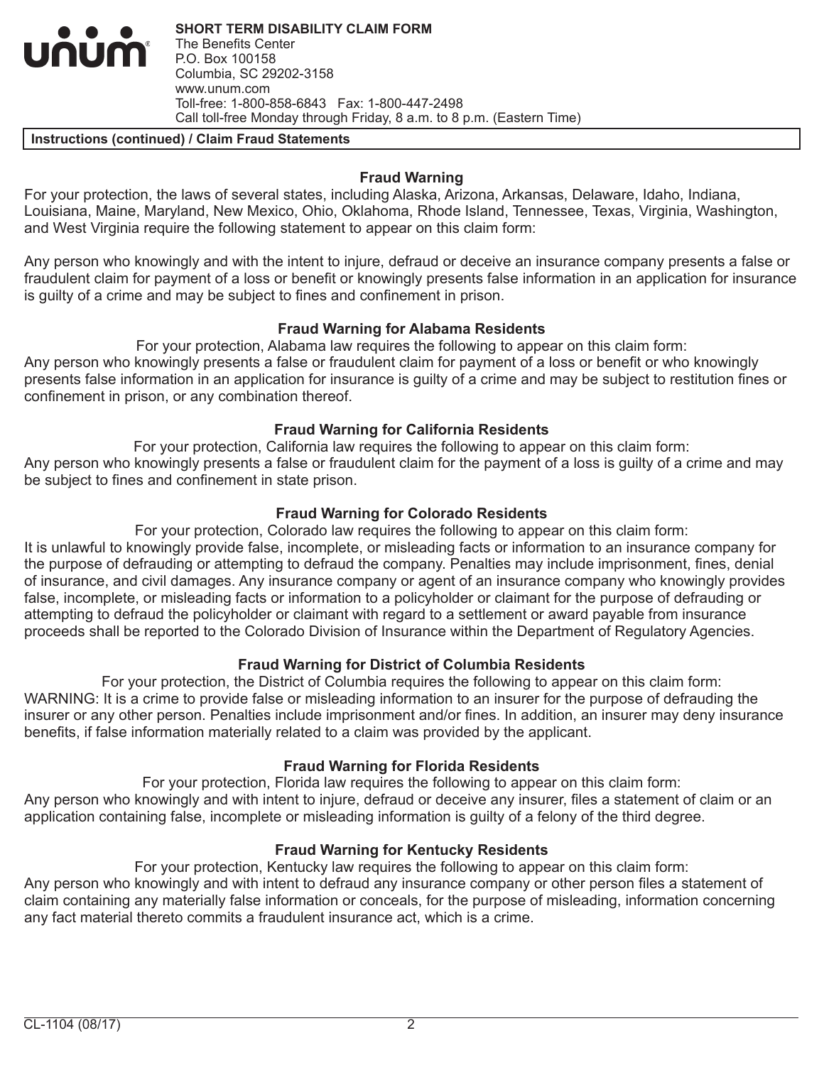**SHORT TERM DISABILITY CLAIM FORM**
The Benefits Center
P.O. Box 100158
Columbia, SC 29202-3158
www.unum.com
Toll-free: 1-800-858-6843   Fax: 1-800-447-2498
Call toll-free Monday through Friday, 8 a.m. to 8 p.m. (Eastern Time)

**Instructions (continued) / Claim Fraud Statements**

### Fraud Warning

For your protection, the laws of several states, including Alaska, Arizona, Arkansas, Delaware, Idaho, Indiana, Louisiana, Maine, Maryland, New Mexico, Ohio, Oklahoma, Rhode Island, Tennessee, Texas, Virginia, Washington, and West Virginia require the following statement to appear on this claim form:

Any person who knowingly and with the intent to injure, defraud or deceive an insurance company presents a false or fraudulent claim for payment of a loss or benefit or knowingly presents false information in an application for insurance is guilty of a crime and may be subject to fines and confinement in prison.

### Fraud Warning for Alabama Residents

For your protection, Alabama law requires the following to appear on this claim form:
Any person who knowingly presents a false or fraudulent claim for payment of a loss or benefit or who knowingly presents false information in an application for insurance is guilty of a crime and may be subject to restitution fines or confinement in prison, or any combination thereof.

### Fraud Warning for California Residents

For your protection, California law requires the following to appear on this claim form:
Any person who knowingly presents a false or fraudulent claim for the payment of a loss is guilty of a crime and may be subject to fines and confinement in state prison.

### Fraud Warning for Colorado Residents

For your protection, Colorado law requires the following to appear on this claim form:
It is unlawful to knowingly provide false, incomplete, or misleading facts or information to an insurance company for the purpose of defrauding or attempting to defraud the company. Penalties may include imprisonment, fines, denial of insurance, and civil damages. Any insurance company or agent of an insurance company who knowingly provides false, incomplete, or misleading facts or information to a policyholder or claimant for the purpose of defrauding or attempting to defraud the policyholder or claimant with regard to a settlement or award payable from insurance proceeds shall be reported to the Colorado Division of Insurance within the Department of Regulatory Agencies.

### Fraud Warning for District of Columbia Residents

For your protection, the District of Columbia requires the following to appear on this claim form:
WARNING: It is a crime to provide false or misleading information to an insurer for the purpose of defrauding the insurer or any other person. Penalties include imprisonment and/or fines. In addition, an insurer may deny insurance benefits, if false information materially related to a claim was provided by the applicant.

### Fraud Warning for Florida Residents

For your protection, Florida law requires the following to appear on this claim form:
Any person who knowingly and with intent to injure, defraud or deceive any insurer, files a statement of claim or an application containing false, incomplete or misleading information is guilty of a felony of the third degree.

### Fraud Warning for Kentucky Residents

For your protection, Kentucky law requires the following to appear on this claim form:
Any person who knowingly and with intent to defraud any insurance company or other person files a statement of claim containing any materially false information or conceals, for the purpose of misleading, information concerning any fact material thereto commits a fraudulent insurance act, which is a crime.

CL-1104 (08/17)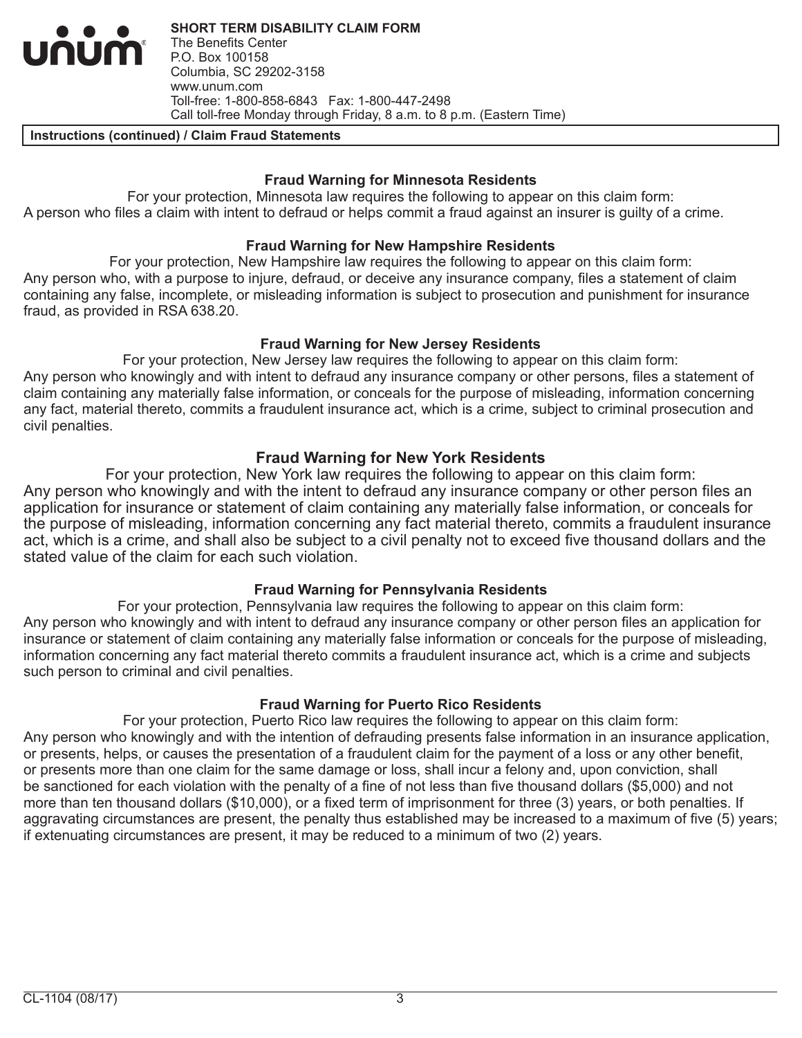**SHORT TERM DISABILITY CLAIM FORM**
The Benefits Center
P.O. Box 100158
Columbia, SC 29202-3158
www.unum.com
Toll-free: 1-800-858-6843 Fax: 1-800-447-2498
Call toll-free Monday through Friday, 8 a.m. to 8 p.m. (Eastern Time)

**Instructions (continued) / Claim Fraud Statements**

### Fraud Warning for Minnesota Residents

For your protection, Minnesota law requires the following to appear on this claim form:
A person who files a claim with intent to defraud or helps commit a fraud against an insurer is guilty of a crime.

### Fraud Warning for New Hampshire Residents

For your protection, New Hampshire law requires the following to appear on this claim form:
Any person who, with a purpose to injure, defraud, or deceive any insurance company, files a statement of claim containing any false, incomplete, or misleading information is subject to prosecution and punishment for insurance fraud, as provided in RSA 638.20.

### Fraud Warning for New Jersey Residents

For your protection, New Jersey law requires the following to appear on this claim form:
Any person who knowingly and with intent to defraud any insurance company or other persons, files a statement of claim containing any materially false information, or conceals for the purpose of misleading, information concerning any fact, material thereto, commits a fraudulent insurance act, which is a crime, subject to criminal prosecution and civil penalties.

### Fraud Warning for New York Residents

For your protection, New York law requires the following to appear on this claim form:
Any person who knowingly and with the intent to defraud any insurance company or other person files an application for insurance or statement of claim containing any materially false information, or conceals for the purpose of misleading, information concerning any fact material thereto, commits a fraudulent insurance act, which is a crime, and shall also be subject to a civil penalty not to exceed five thousand dollars and the stated value of the claim for each such violation.

### Fraud Warning for Pennsylvania Residents

For your protection, Pennsylvania law requires the following to appear on this claim form:
Any person who knowingly and with intent to defraud any insurance company or other person files an application for insurance or statement of claim containing any materially false information or conceals for the purpose of misleading, information concerning any fact material thereto commits a fraudulent insurance act, which is a crime and subjects such person to criminal and civil penalties.

### Fraud Warning for Puerto Rico Residents

For your protection, Puerto Rico law requires the following to appear on this claim form:
Any person who knowingly and with the intention of defrauding presents false information in an insurance application, or presents, helps, or causes the presentation of a fraudulent claim for the payment of a loss or any other benefit, or presents more than one claim for the same damage or loss, shall incur a felony and, upon conviction, shall be sanctioned for each violation with the penalty of a fine of not less than five thousand dollars ($5,000) and not more than ten thousand dollars ($10,000), or a fixed term of imprisonment for three (3) years, or both penalties. If aggravating circumstances are present, the penalty thus established may be increased to a maximum of five (5) years; if extenuating circumstances are present, it may be reduced to a minimum of two (2) years.

CL-1104 (08/17)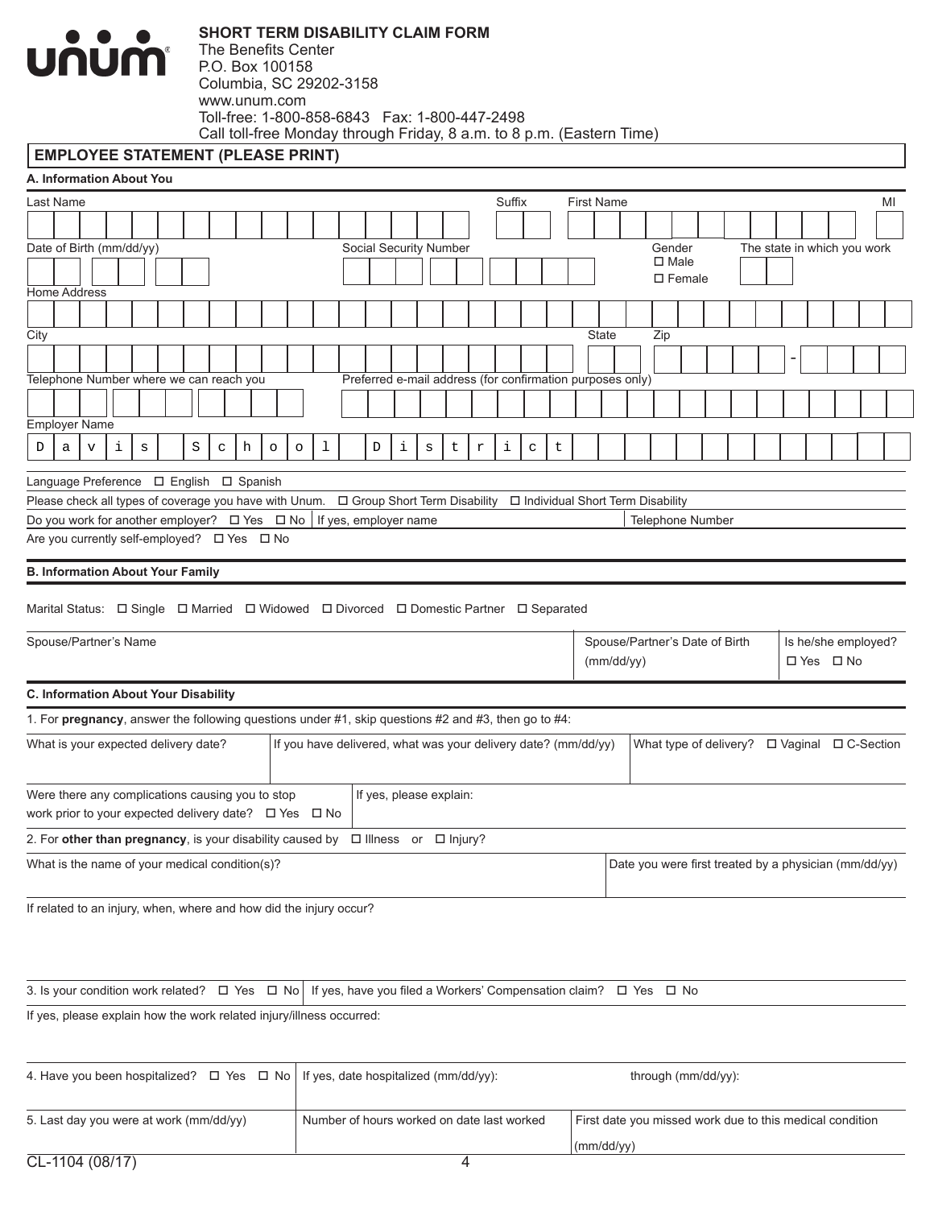**unum**

**SHORT TERM DISABILITY CLAIM FORM**
The Benefits Center
P.O. Box 100158
Columbia, SC 29202-3158
www.unum.com
Toll-free: 1-800-858-6843 Fax: 1-800-447-2498
Call toll-free Monday through Friday, 8 a.m. to 8 p.m. (Eastern Time)

## EMPLOYEE STATEMENT (PLEASE PRINT)

### A. Information About You

| Last Name | Suffix | First Name | MI |
|---|---|---|---|
| | | | |

| Date of Birth (mm/dd/yy) | Social Security Number | Gender | The state in which you work |
|---|---|---|---|
| | | ☐ Male ☐ Female | |

Home Address

City | State | Zip

Telephone Number where we can reach you | Preferred e-mail address (for confirmation purposes only)

Employer Name: Davis School District

Language Preference ☐ English ☐ Spanish

Please check all types of coverage you have with Unum. ☐ Group Short Term Disability ☐ Individual Short Term Disability

Do you work for another employer? ☐ Yes ☐ No | If yes, employer name | Telephone Number

Are you currently self-employed? ☐ Yes ☐ No

### B. Information About Your Family

Marital Status: ☐ Single ☐ Married ☐ Widowed ☐ Divorced ☐ Domestic Partner ☐ Separated

| Spouse/Partner's Name | Spouse/Partner's Date of Birth (mm/dd/yy) | Is he/she employed? ☐ Yes ☐ No |
|---|---|---|
| | | |

### C. Information About Your Disability

1. For **pregnancy**, answer the following questions under #1, skip questions #2 and #3, then go to #4:

| What is your expected delivery date? | If you have delivered, what was your delivery date? (mm/dd/yy) | What type of delivery? ☐ Vaginal ☐ C-Section |
|---|---|---|
| | | |

Were there any complications causing you to stop work prior to your expected delivery date? ☐ Yes ☐ No | If yes, please explain:

2. For **other than pregnancy**, is your disability caused by ☐ Illness or ☐ Injury?

| What is the name of your medical condition(s)? | Date you were first treated by a physician (mm/dd/yy) |
|---|---|
| | |

If related to an injury, when, where and how did the injury occur?

3. Is your condition work related? ☐ Yes ☐ No | If yes, have you filed a Workers' Compensation claim? ☐ Yes ☐ No

If yes, please explain how the work related injury/illness occurred:

4. Have you been hospitalized? ☐ Yes ☐ No | If yes, date hospitalized (mm/dd/yy): | through (mm/dd/yy):

| 5. Last day you were at work (mm/dd/yy) | Number of hours worked on date last worked | First date you missed work due to this medical condition (mm/dd/yy) |
|---|---|---|
| | | |

CL-1104 (08/17)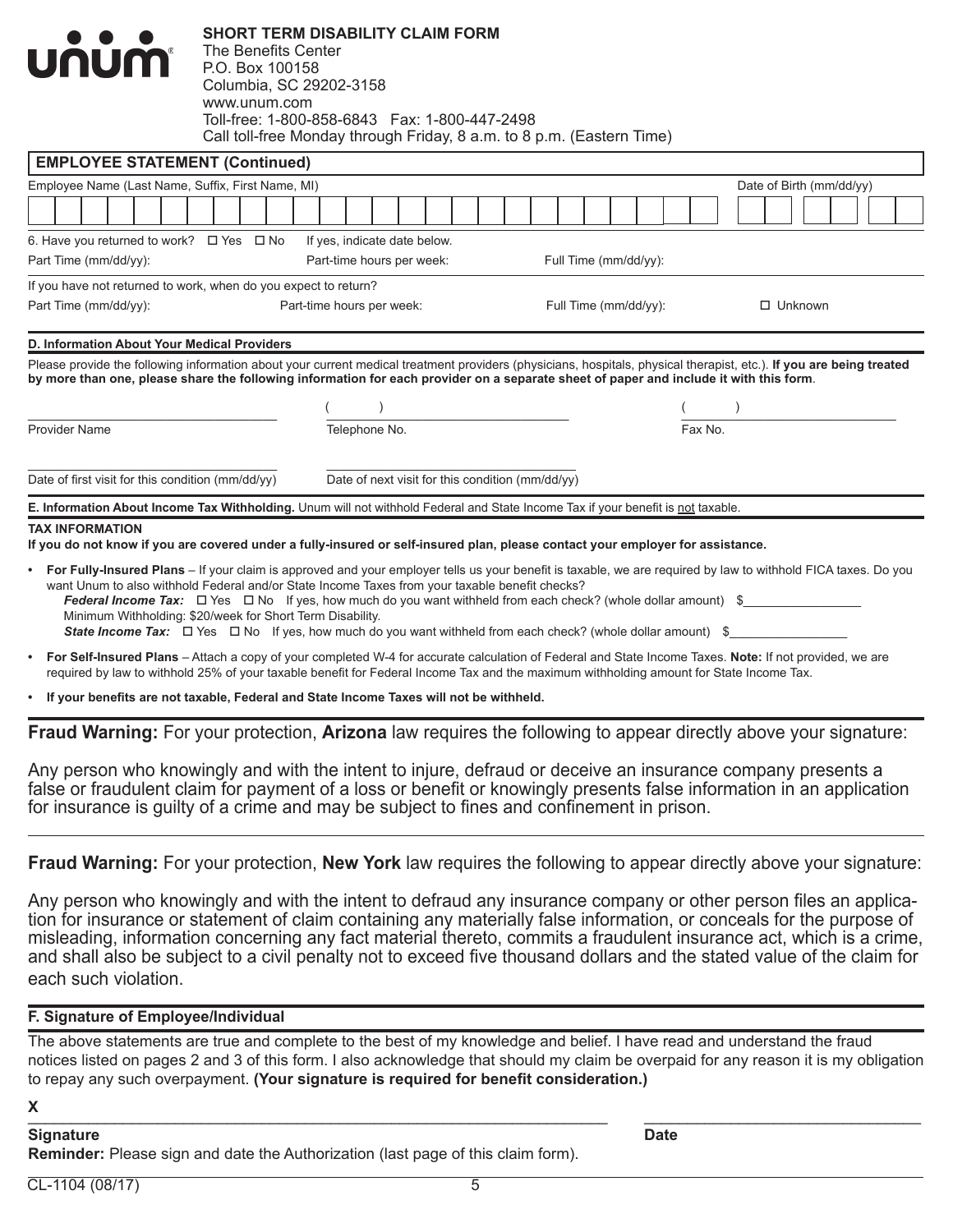**SHORT TERM DISABILITY CLAIM FORM**
The Benefits Center
P.O. Box 100158
Columbia, SC 29202-3158
www.unum.com
Toll-free: 1-800-858-6843 Fax: 1-800-447-2498
Call toll-free Monday through Friday, 8 a.m. to 8 p.m. (Eastern Time)

## EMPLOYEE STATEMENT (Continued)

Employee Name (Last Name, Suffix, First Name, MI) ______________________ Date of Birth (mm/dd/yy) ________

6. Have you returned to work? ☐ Yes ☐ No If yes, indicate date below.

Part Time (mm/dd/yy): ________ Part-time hours per week: ________ Full Time (mm/dd/yy): ________

If you have not returned to work, when do you expect to return?

Part Time (mm/dd/yy): ________ Part-time hours per week: ________ Full Time (mm/dd/yy): ________ ☐ Unknown

### D. Information About Your Medical Providers

Please provide the following information about your current medical treatment providers (physicians, hospitals, physical therapist, etc.). **If you are being treated by more than one, please share the following information for each provider on a separate sheet of paper and include it with this form**.

Provider Name ______________________ Telephone No. ( ) ______________________ Fax No. ( ) ______________________

Date of first visit for this condition (mm/dd/yy) ______________________ Date of next visit for this condition (mm/dd/yy) ______________________

### E. Information About Income Tax Withholding.

Unum will not withhold Federal and State Income Tax if your benefit is not taxable.

**TAX INFORMATION**

**If you do not know if you are covered under a fully-insured or self-insured plan, please contact your employer for assistance.**

- **For Fully-Insured Plans** – If your claim is approved and your employer tells us your benefit is taxable, we are required by law to withhold FICA taxes. Do you want Unum to also withhold Federal and/or State Income Taxes from your taxable benefit checks?
  ***Federal Income Tax:*** ☐ Yes ☐ No If yes, how much do you want withheld from each check? (whole dollar amount) $________
  Minimum Withholding: $20/week for Short Term Disability.
  ***State Income Tax:*** ☐ Yes ☐ No If yes, how much do you want withheld from each check? (whole dollar amount) $________
- **For Self-Insured Plans** – Attach a copy of your completed W-4 for accurate calculation of Federal and State Income Taxes. **Note:** If not provided, we are required by law to withhold 25% of your taxable benefit for Federal Income Tax and the maximum withholding amount for State Income Tax.
- **If your benefits are not taxable, Federal and State Income Taxes will not be withheld.**

**Fraud Warning:** For your protection, **Arizona** law requires the following to appear directly above your signature:

Any person who knowingly and with the intent to injure, defraud or deceive an insurance company presents a false or fraudulent claim for payment of a loss or benefit or knowingly presents false information in an application for insurance is guilty of a crime and may be subject to fines and confinement in prison.

**Fraud Warning:** For your protection, **New York** law requires the following to appear directly above your signature:

Any person who knowingly and with the intent to defraud any insurance company or other person files an application for insurance or statement of claim containing any materially false information, or conceals for the purpose of misleading, information concerning any fact material thereto, commits a fraudulent insurance act, which is a crime, and shall also be subject to a civil penalty not to exceed five thousand dollars and the stated value of the claim for each such violation.

### F. Signature of Employee/Individual

The above statements are true and complete to the best of my knowledge and belief. I have read and understand the fraud notices listed on pages 2 and 3 of this form. I also acknowledge that should my claim be overpaid for any reason it is my obligation to repay any such overpayment. **(Your signature is required for benefit consideration.)**

**X** ______________________________________ ______________________

**Signature** **Date**

**Reminder:** Please sign and date the Authorization (last page of this claim form).

CL-1104 (08/17)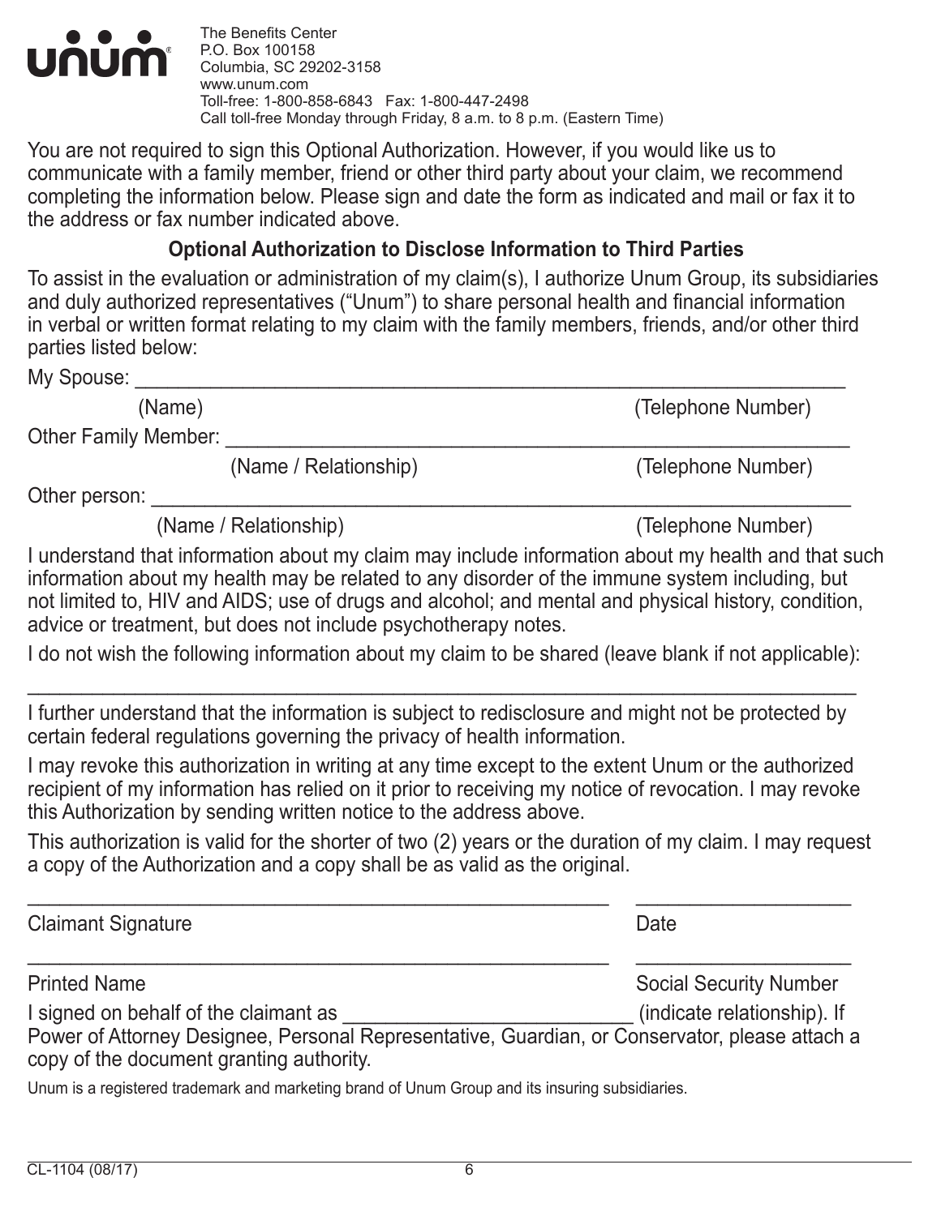The Benefits Center
P.O. Box 100158
Columbia, SC 29202-3158
www.unum.com
Toll-free: 1-800-858-6843 Fax: 1-800-447-2498
Call toll-free Monday through Friday, 8 a.m. to 8 p.m. (Eastern Time)

You are not required to sign this Optional Authorization. However, if you would like us to communicate with a family member, friend or other third party about your claim, we recommend completing the information below. Please sign and date the form as indicated and mail or fax it to the address or fax number indicated above.

### Optional Authorization to Disclose Information to Third Parties

To assist in the evaluation or administration of my claim(s), I authorize Unum Group, its subsidiaries and duly authorized representatives ("Unum") to share personal health and financial information in verbal or written format relating to my claim with the family members, friends, and/or other third parties listed below:

My Spouse: ____________________________________________________________________

(Name) (Telephone Number)

Other Family Member: ___________________________________________________________

(Name / Relationship) (Telephone Number)

Other person: _________________________________________________________________

(Name / Relationship) (Telephone Number)

I understand that information about my claim may include information about my health and that such information about my health may be related to any disorder of the immune system including, but not limited to, HIV and AIDS; use of drugs and alcohol; and mental and physical history, condition, advice or treatment, but does not include psychotherapy notes.

I do not wish the following information about my claim to be shared (leave blank if not applicable):

___________________________________________________________________________________

I further understand that the information is subject to redisclosure and might not be protected by certain federal regulations governing the privacy of health information.

I may revoke this authorization in writing at any time except to the extent Unum or the authorized recipient of my information has relied on it prior to receiving my notice of revocation. I may revoke this Authorization by sending written notice to the address above.

This authorization is valid for the shorter of two (2) years or the duration of my claim. I may request a copy of the Authorization and a copy shall be as valid as the original.

_______________________________________________________ ____________________

Claimant Signature Date

_______________________________________________________ ____________________

Printed Name Social Security Number

I signed on behalf of the claimant as ___________________________ (indicate relationship). If Power of Attorney Designee, Personal Representative, Guardian, or Conservator, please attach a copy of the document granting authority.

Unum is a registered trademark and marketing brand of Unum Group and its insuring subsidiaries.

CL-1104 (08/17)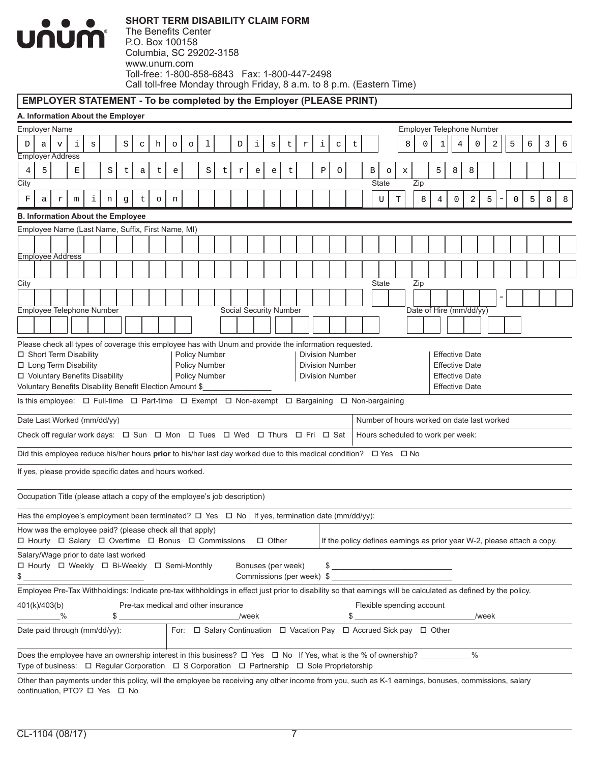**SHORT TERM DISABILITY CLAIM FORM**
The Benefits Center
P.O. Box 100158
Columbia, SC 29202-3158
www.unum.com
Toll-free: 1-800-858-6843 Fax: 1-800-447-2498
Call toll-free Monday through Friday, 8 a.m. to 8 p.m. (Eastern Time)

## EMPLOYER STATEMENT - To be completed by the Employer (PLEASE PRINT)

### A. Information About the Employer

Employer Name: Davis School District
Employer Telephone Number: 8014025636

Employer Address: 45 E State Street PO Box 588

City: Farmington
State: UT
Zip: 84025-0588

### B. Information About the Employee

Employee Name (Last Name, Suffix, First Name, MI):

Employee Address:

City: State: Zip: -

Employee Telephone Number: Social Security Number: Date of Hire (mm/dd/yy):

Please check all types of coverage this employee has with Unum and provide the information requested.

| | | | |
|---|---|---|---|
| ☐ Short Term Disability | Policy Number | Division Number | Effective Date |
| ☐ Long Term Disability | Policy Number | Division Number | Effective Date |
| ☐ Voluntary Benefits Disability | Policy Number | Division Number | Effective Date |
| Voluntary Benefits Disability Benefit Election Amount $________ | | | Effective Date |

Is this employee: ☐ Full-time ☐ Part-time ☐ Exempt ☐ Non-exempt ☐ Bargaining ☐ Non-bargaining

Date Last Worked (mm/dd/yy) | Number of hours worked on date last worked

Check off regular work days: ☐ Sun ☐ Mon ☐ Tues ☐ Wed ☐ Thurs ☐ Fri ☐ Sat | Hours scheduled to work per week:

Did this employee reduce his/her hours **prior** to his/her last day worked due to this medical condition? ☐ Yes ☐ No

If yes, please provide specific dates and hours worked.

Occupation Title (please attach a copy of the employee's job description)

Has the employee's employment been terminated? ☐ Yes ☐ No | If yes, termination date (mm/dd/yy):

How was the employee paid? (please check all that apply)
☐ Hourly ☐ Salary ☐ Overtime ☐ Bonus ☐ Commissions ☐ Other | If the policy defines earnings as prior year W-2, please attach a copy.

Salary/Wage prior to date last worked
☐ Hourly ☐ Weekly ☐ Bi-Weekly ☐ Semi-Monthly
$ ____________
Bonuses (per week) $ ____________
Commissions (per week) $ ____________

Employee Pre-Tax Withholdings: Indicate pre-tax withholdings in effect just prior to disability so that earnings will be calculated as defined by the policy.

401(k)/403(b) ________%
Pre-tax medical and other insurance $ ____________/week
Flexible spending account $ ____________/week

Date paid through (mm/dd/yy): | For: ☐ Salary Continuation ☐ Vacation Pay ☐ Accrued Sick pay ☐ Other

Does the employee have an ownership interest in this business? ☐ Yes ☐ No If Yes, what is the % of ownership? ________%
Type of business: ☐ Regular Corporation ☐ S Corporation ☐ Partnership ☐ Sole Proprietorship

Other than payments under this policy, will the employee be receiving any other income from you, such as K-1 earnings, bonuses, commissions, salary continuation, PTO? ☐ Yes ☐ No

CL-1104 (08/17)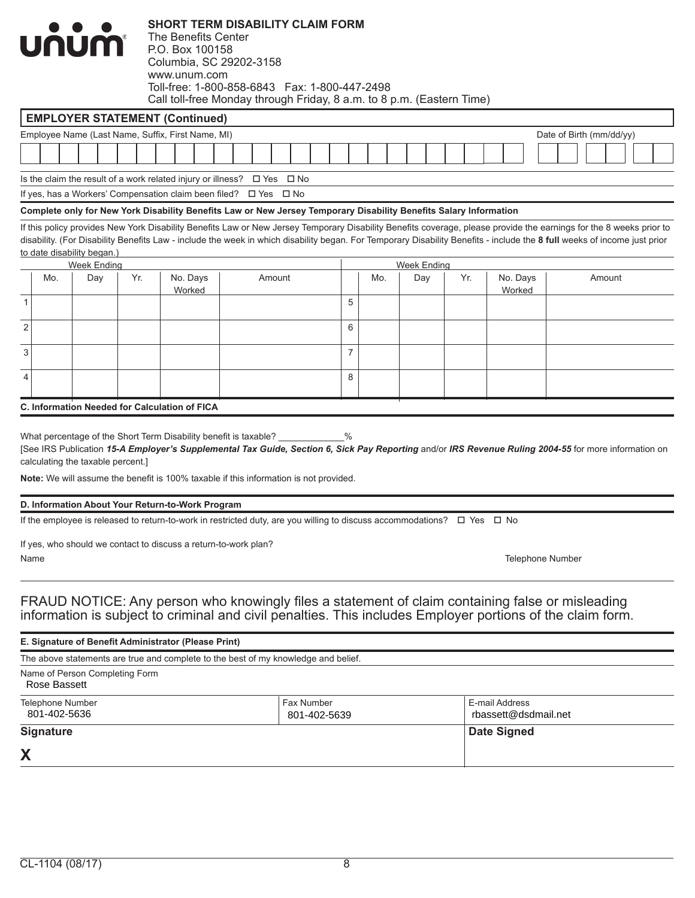**unum**

**SHORT TERM DISABILITY CLAIM FORM**
The Benefits Center
P.O. Box 100158
Columbia, SC 29202-3158
www.unum.com
Toll-free: 1-800-858-6843 Fax: 1-800-447-2498
Call toll-free Monday through Friday, 8 a.m. to 8 p.m. (Eastern Time)

## EMPLOYER STATEMENT (Continued)

Employee Name (Last Name, Suffix, First Name, MI) | Date of Birth (mm/dd/yy)

Is the claim the result of a work related injury or illness? ☐ Yes ☐ No

If yes, has a Workers' Compensation claim been filed? ☐ Yes ☐ No

**Complete only for New York Disability Benefits Law or New Jersey Temporary Disability Benefits Salary Information**

If this policy provides New York Disability Benefits Law or New Jersey Temporary Disability Benefits coverage, please provide the earnings for the 8 weeks prior to disability. (For Disability Benefits Law - include the week in which disability began. For Temporary Disability Benefits - include the **8 full** weeks of income just prior to date disability began.)

| | Week Ending | | | | | | Week Ending | | | | |
|---|---|---|---|---|---|---|---|---|---|---|---|
| | Mo. | Day | Yr. | No. Days Worked | Amount | | Mo. | Day | Yr. | No. Days Worked | Amount |
| 1 | | | | | | 5 | | | | | |
| 2 | | | | | | 6 | | | | | |
| 3 | | | | | | 7 | | | | | |
| 4 | | | | | | 8 | | | | | |

### C. Information Needed for Calculation of FICA

What percentage of the Short Term Disability benefit is taxable? _____________%

[See IRS Publication ***15-A Employer's Supplemental Tax Guide, Section 6, Sick Pay Reporting*** and/or ***IRS Revenue Ruling 2004-55*** for more information on calculating the taxable percent.]

**Note:** We will assume the benefit is 100% taxable if this information is not provided.

### D. Information About Your Return-to-Work Program

If the employee is released to return-to-work in restricted duty, are you willing to discuss accommodations? ☐ Yes ☐ No

If yes, who should we contact to discuss a return-to-work plan?

Name | Telephone Number

FRAUD NOTICE: Any person who knowingly files a statement of claim containing false or misleading information is subject to criminal and civil penalties. This includes Employer portions of the claim form.

### E. Signature of Benefit Administrator (Please Print)

The above statements are true and complete to the best of my knowledge and belief.

Name of Person Completing Form
Rose Bassett

| Telephone Number | Fax Number | E-mail Address |
|---|---|---|
| 801-402-5636 | 801-402-5639 | rbassett@dsdmail.net |

**Signature**
**X**

**Date Signed**

CL-1104 (08/17)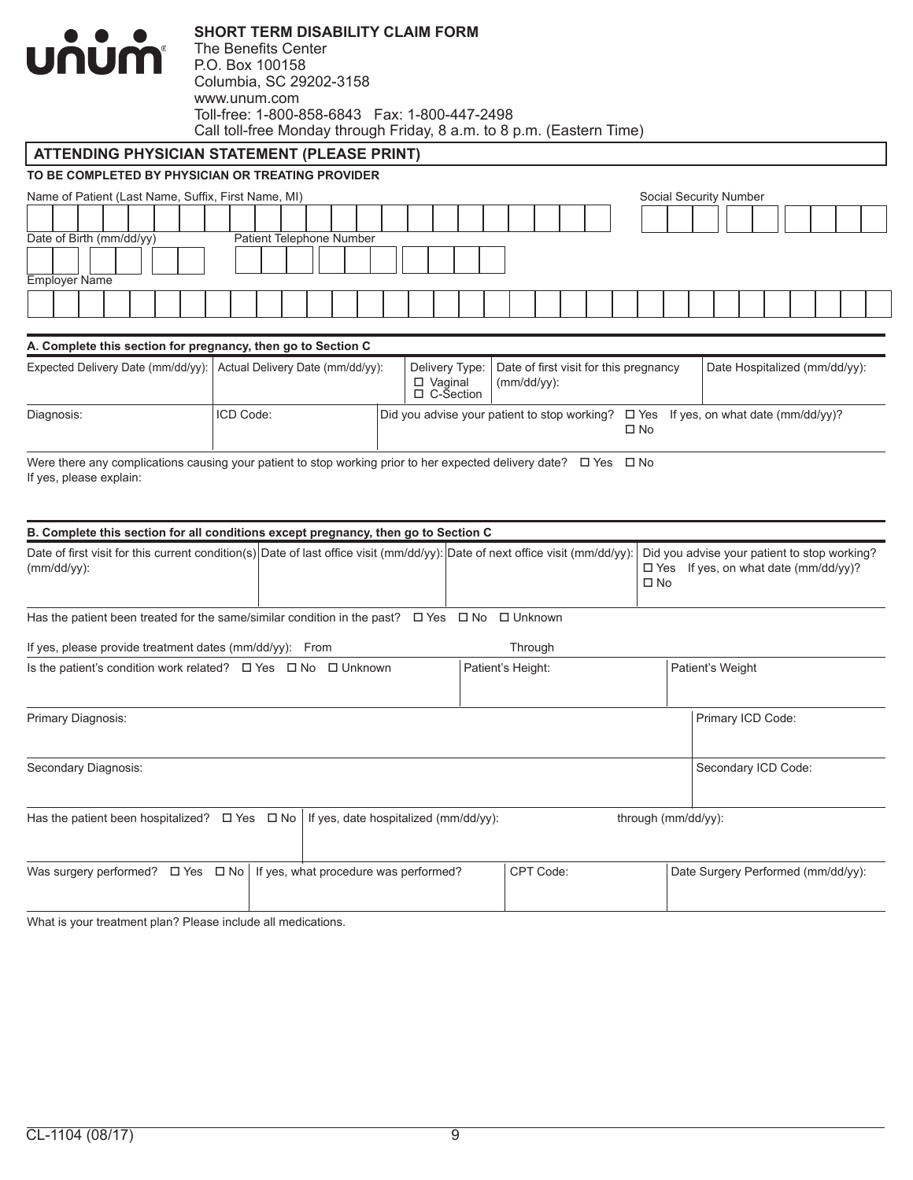**unum**®

**SHORT TERM DISABILITY CLAIM FORM**
The Benefits Center
P.O. Box 100158
Columbia, SC 29202-3158
www.unum.com
Toll-free: 1-800-858-6843 Fax: 1-800-447-2498
Call toll-free Monday through Friday, 8 a.m. to 8 p.m. (Eastern Time)

## ATTENDING PHYSICIAN STATEMENT (PLEASE PRINT)

**TO BE COMPLETED BY PHYSICIAN OR TREATING PROVIDER**

| Name of Patient (Last Name, Suffix, First Name, MI) | Social Security Number |
|---|---|
| | |

| Date of Birth (mm/dd/yy) | Patient Telephone Number |
|---|---|
| | |

| Employer Name |
|---|
| |

### A. Complete this section for pregnancy, then go to Section C

| Expected Delivery Date (mm/dd/yy): | Actual Delivery Date (mm/dd/yy): | Delivery Type: ☐ Vaginal ☐ C-Section | Date of first visit for this pregnancy (mm/dd/yy): | Date Hospitalized (mm/dd/yy): |
|---|---|---|---|---|
| | | | | |

| Diagnosis: | ICD Code: | Did you advise your patient to stop working? ☐ Yes ☐ No If yes, on what date (mm/dd/yy)? |
|---|---|---|
| | | |

Were there any complications causing your patient to stop working prior to her expected delivery date? ☐ Yes ☐ No
If yes, please explain:

### B. Complete this section for all conditions except pregnancy, then go to Section C

| Date of first visit for this current condition(s) (mm/dd/yy): | Date of last office visit (mm/dd/yy): | Date of next office visit (mm/dd/yy): | Did you advise your patient to stop working? ☐ Yes ☐ No If yes, on what date (mm/dd/yy)? |
|---|---|---|---|
| | | | |

Has the patient been treated for the same/similar condition in the past? ☐ Yes ☐ No ☐ Unknown

If yes, please provide treatment dates (mm/dd/yy): From Through

| Is the patient's condition work related? ☐ Yes ☐ No ☐ Unknown | Patient's Height: | Patient's Weight |
|---|---|---|
| | | |

| Primary Diagnosis: | Primary ICD Code: |
|---|---|
| | |

| Secondary Diagnosis: | Secondary ICD Code: |
|---|---|
| | |

| Has the patient been hospitalized? ☐ Yes ☐ No | If yes, date hospitalized (mm/dd/yy): | through (mm/dd/yy): |
|---|---|---|
| | | |

| Was surgery performed? ☐ Yes ☐ No | If yes, what procedure was performed? | CPT Code: | Date Surgery Performed (mm/dd/yy): |
|---|---|---|---|
| | | | |

What is your treatment plan? Please include all medications.

CL-1104 (08/17)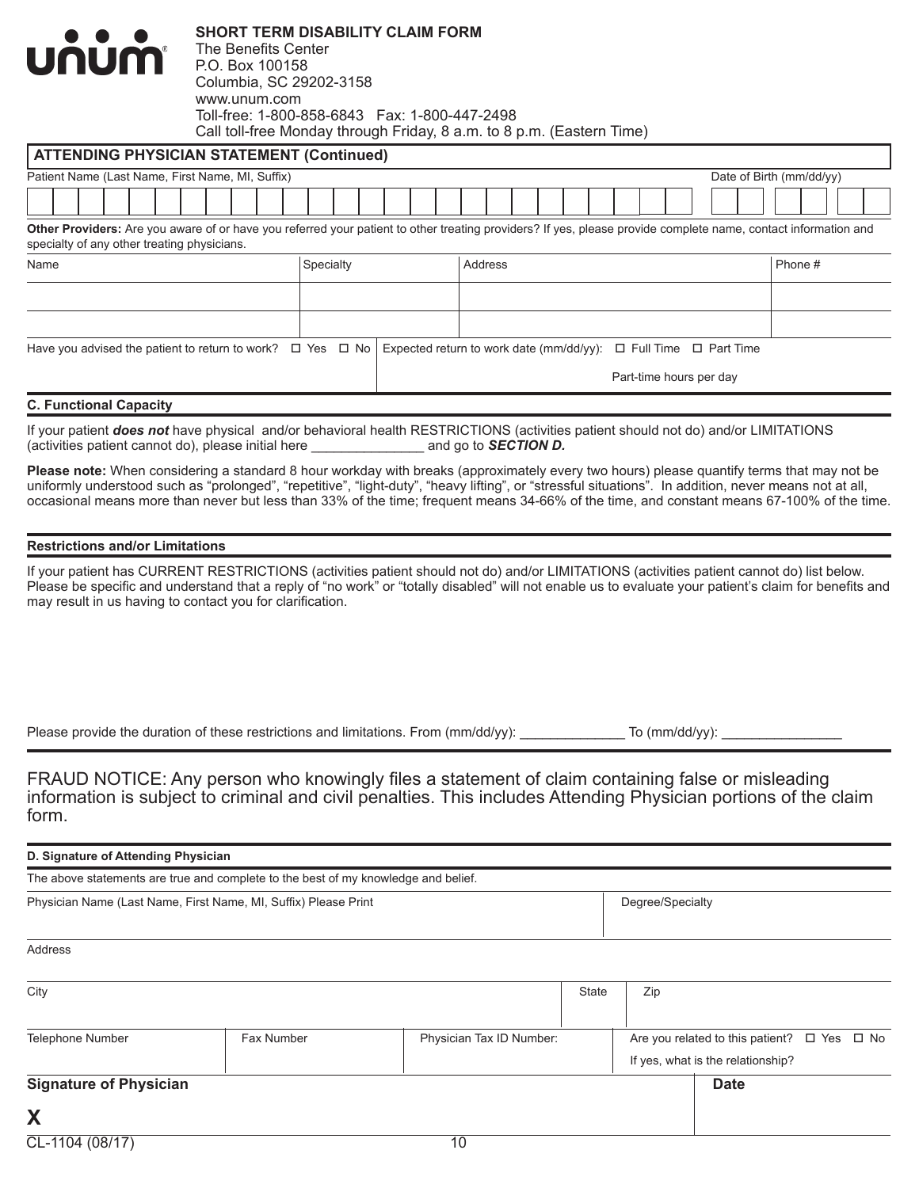**unum**

**SHORT TERM DISABILITY CLAIM FORM**
The Benefits Center
P.O. Box 100158
Columbia, SC 29202-3158
www.unum.com
Toll-free: 1-800-858-6843 Fax: 1-800-447-2498
Call toll-free Monday through Friday, 8 a.m. to 8 p.m. (Eastern Time)

## ATTENDING PHYSICIAN STATEMENT (Continued)

| Patient Name (Last Name, First Name, MI, Suffix) | Date of Birth (mm/dd/yy) |
|---|---|
| | |

**Other Providers:** Are you aware of or have you referred your patient to other treating providers? If yes, please provide complete name, contact information and specialty of any other treating physicians.

| Name | Specialty | Address | Phone # |
|---|---|---|---|
| | | | |
| | | | |

| Have you advised the patient to return to work? ☐ Yes ☐ No | Expected return to work date (mm/dd/yy): ☐ Full Time ☐ Part Time<br>Part-time hours per day |
|---|---|

## C. Functional Capacity

If your patient ***does not*** have physical and/or behavioral health RESTRICTIONS (activities patient should not do) and/or LIMITATIONS (activities patient cannot do), please initial here _______________ and go to ***SECTION D.***

**Please note:** When considering a standard 8 hour workday with breaks (approximately every two hours) please quantify terms that may not be uniformly understood such as "prolonged", "repetitive", "light-duty", "heavy lifting", or "stressful situations". In addition, never means not at all, occasional means more than never but less than 33% of the time; frequent means 34-66% of the time, and constant means 67-100% of the time.

### Restrictions and/or Limitations

If your patient has CURRENT RESTRICTIONS (activities patient should not do) and/or LIMITATIONS (activities patient cannot do) list below. Please be specific and understand that a reply of "no work" or "totally disabled" will not enable us to evaluate your patient's claim for benefits and may result in us having to contact you for clarification.

Please provide the duration of these restrictions and limitations. From (mm/dd/yy): ______________ To (mm/dd/yy): ________________

FRAUD NOTICE: Any person who knowingly files a statement of claim containing false or misleading information is subject to criminal and civil penalties. This includes Attending Physician portions of the claim form.

## D. Signature of Attending Physician

The above statements are true and complete to the best of my knowledge and belief.

| Physician Name (Last Name, First Name, MI, Suffix) Please Print | | | Degree/Specialty |
|---|---|---|---|
| Address | | | |
| City | | State | Zip |
| Telephone Number | Fax Number | Physician Tax ID Number: | Are you related to this patient? ☐ Yes ☐ No<br>If yes, what is the relationship? |

| **Signature of Physician** | **Date** |
|---|---|
| **X** | |

CL-1104 (08/17)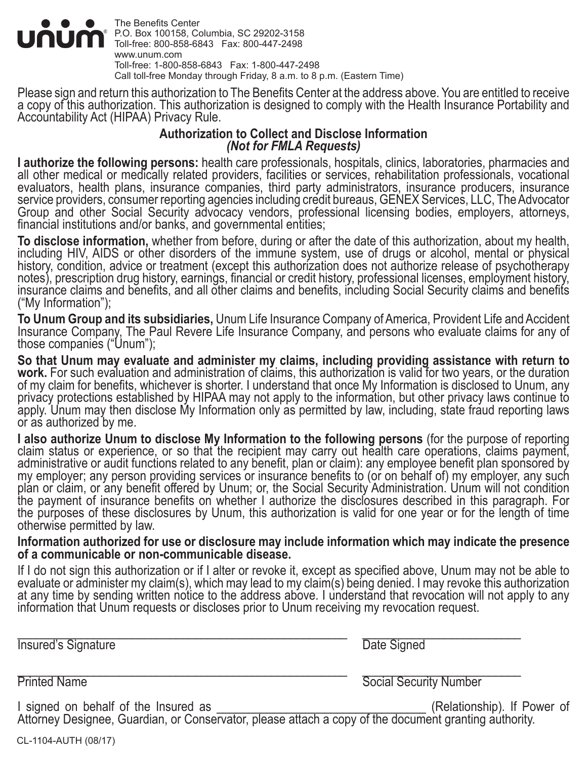unum®

The Benefits Center
P.O. Box 100158, Columbia, SC 29202-3158
Toll-free: 800-858-6843 Fax: 800-447-2498
www.unum.com
Toll-free: 1-800-858-6843 Fax: 1-800-447-2498
Call toll-free Monday through Friday, 8 a.m. to 8 p.m. (Eastern Time)

Please sign and return this authorization to The Benefits Center at the address above. You are entitled to receive a copy of this authorization. This authorization is designed to comply with the Health Insurance Portability and Accountability Act (HIPAA) Privacy Rule.

## Authorization to Collect and Disclose Information
### *(Not for FMLA Requests)*

**I authorize the following persons:** health care professionals, hospitals, clinics, laboratories, pharmacies and all other medical or medically related providers, facilities or services, rehabilitation professionals, vocational evaluators, health plans, insurance companies, third party administrators, insurance producers, insurance service providers, consumer reporting agencies including credit bureaus, GENEX Services, LLC, The Advocator Group and other Social Security advocacy vendors, professional licensing bodies, employers, attorneys, financial institutions and/or banks, and governmental entities;

**To disclose information,** whether from before, during or after the date of this authorization, about my health, including HIV, AIDS or other disorders of the immune system, use of drugs or alcohol, mental or physical history, condition, advice or treatment (except this authorization does not authorize release of psychotherapy notes), prescription drug history, earnings, financial or credit history, professional licenses, employment history, insurance claims and benefits, and all other claims and benefits, including Social Security claims and benefits ("My Information");

**To Unum Group and its subsidiaries,** Unum Life Insurance Company of America, Provident Life and Accident Insurance Company, The Paul Revere Life Insurance Company, and persons who evaluate claims for any of those companies ("Unum");

**So that Unum may evaluate and administer my claims, including providing assistance with return to work.** For such evaluation and administration of claims, this authorization is valid for two years, or the duration of my claim for benefits, whichever is shorter. I understand that once My Information is disclosed to Unum, any privacy protections established by HIPAA may not apply to the information, but other privacy laws continue to apply. Unum may then disclose My Information only as permitted by law, including, state fraud reporting laws or as authorized by me.

**I also authorize Unum to disclose My Information to the following persons** (for the purpose of reporting claim status or experience, or so that the recipient may carry out health care operations, claims payment, administrative or audit functions related to any benefit, plan or claim): any employee benefit plan sponsored by my employer; any person providing services or insurance benefits to (or on behalf of) my employer, any such plan or claim, or any benefit offered by Unum; or, the Social Security Administration. Unum will not condition the payment of insurance benefits on whether I authorize the disclosures described in this paragraph. For the purposes of these disclosures by Unum, this authorization is valid for one year or for the length of time otherwise permitted by law.

**Information authorized for use or disclosure may include information which may indicate the presence of a communicable or non-communicable disease.**

If I do not sign this authorization or if I alter or revoke it, except as specified above, Unum may not be able to evaluate or administer my claim(s), which may lead to my claim(s) being denied. I may revoke this authorization at any time by sending written notice to the address above. I understand that revocation will not apply to any information that Unum requests or discloses prior to Unum receiving my revocation request.

_______________________________________________ ________________________
Insured's Signature Date Signed

_______________________________________________ ________________________
Printed Name Social Security Number

I signed on behalf of the Insured as ________________________________ (Relationship). If Power of Attorney Designee, Guardian, or Conservator, please attach a copy of the document granting authority.

CL-1104-AUTH (08/17)